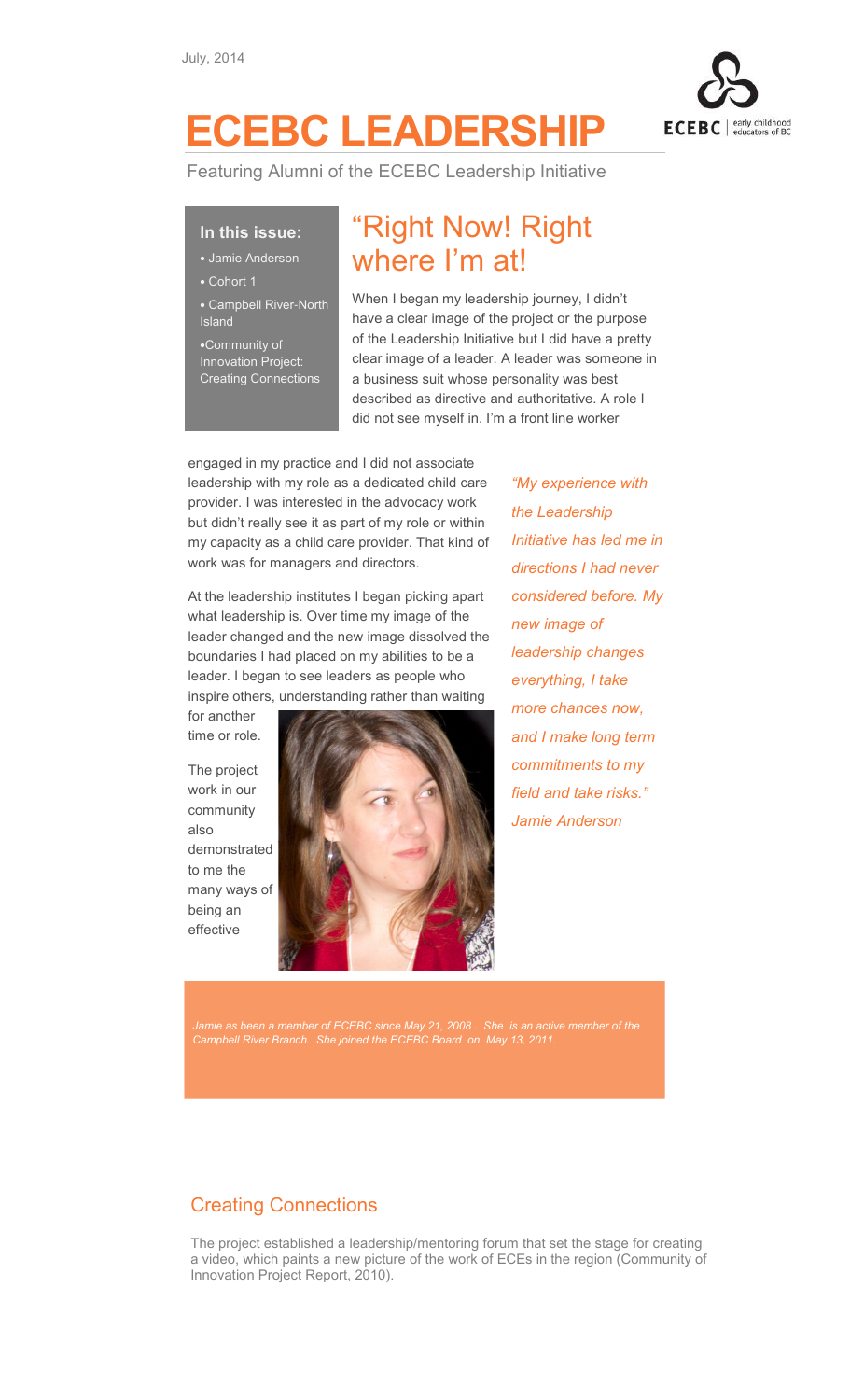July, 2014

# ECEBC LEADERSHIP

Featuring Alumni of the ECEBC Leadership Initiative

**In this issue:**

- Jamie Anderson
- Cohort 1
- Campbell River-North Island
- Community of Innovation Project: Creating Connections

## "Right Now! Right where I'm at!

When I began my leadership journey, I didn't have a clear image of the project or the purpose of the Leadership Initiative but I did have a pretty clear image of a leader. A leader was someone in a business suit whose personality was best described as directive and authoritative. A role I did not see myself in. I'm a front line worker engaged in my practice and I did not associate leadership with my role as a dedicated child care provider. I was interested in the advocacy work but didn't really see it as part of my role or within my capacity as a child care provider. That kind of work was for managers and directors.

At the leadership institutes I began picking apart what leadership is. Over time my image of the leader changed and the new image dissolved the boundaries I had placed on my abilities to be a leader. I began to see leaders as people who inspire others, understanding rather than waiting for another time or role.

The project work in our community also demonstrated to me the many ways of being an effective

*"My experience with the Leadership Initiative has led me in directions I had never considered before. My new image of leadership changes everything, I take more chances now, and I make long term commitments to my field and take risks." Jamie Anderson*

*Jamie as been a member of ECEBC since May 21, 2008 . She is an active member of the Campbell River Branch. She joined the ECEBC Board on May 13, 2011.*

## Creating Connections

The project established a leadership/mentoring forum that set the stage for creating a video, which paints a new picture of the work of ECEs in the region (Community of Innovation Project Report, 2010).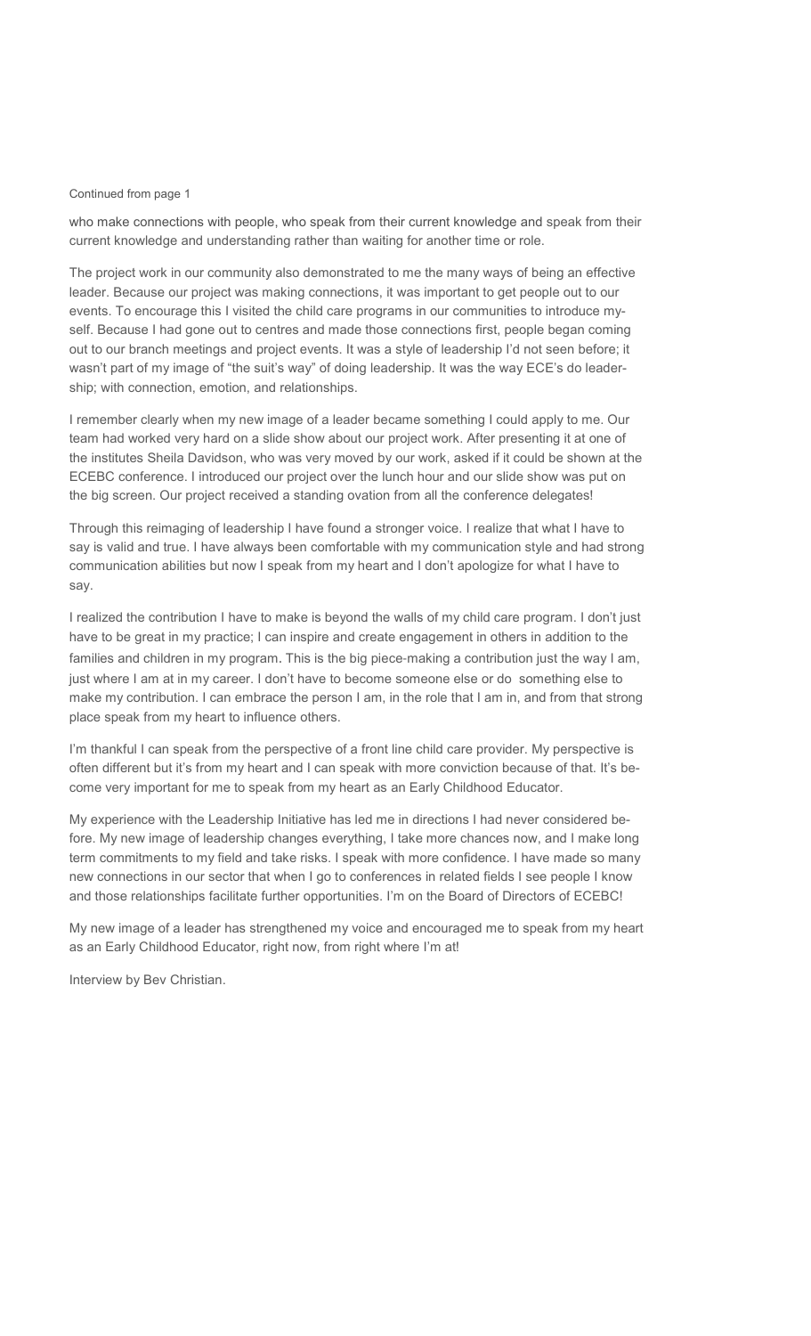Continued from page 1

who make connections with people, who speak from their current knowledge and speak from their current knowledge and understanding rather than waiting for another time or role.

The project work in our community also demonstrated to me the many ways of being an effective leader. Because our project was making connections, it was important to get people out to our events. To encourage this I visited the child care programs in our communities to introduce myself. Because I had gone out to centres and made those connections first, people began coming out to our branch meetings and project events. It was a style of leadership I'd not seen before; it wasn't part of my image of "the suit's way" of doing leadership. It was the way ECE's do leadership; with connection, emotion, and relationships.

I remember clearly when my new image of a leader became something I could apply to me. Our team had worked very hard on a slide show about our project work. After presenting it at one of the institutes Sheila Davidson, who was very moved by our work, asked if it could be shown at the ECEBC conference. I introduced our project over the lunch hour and our slide show was put on the big screen. Our project received a standing ovation from all the conference delegates!

Through this reimaging of leadership I have found a stronger voice. I realize that what I have to say is valid and true. I have always been comfortable with my communication style and had strong communication abilities but now I speak from my heart and I don't apologize for what I have to say.

I realized the contribution I have to make is beyond the walls of my child care program. I don't just have to be great in my practice; I can inspire and create engagement in others in addition to the families and children in my program. This is the big piece-making a contribution just the way I am, just where I am at in my career. I don't have to become someone else or do something else to make my contribution. I can embrace the person I am, in the role that I am in, and from that strong place speak from my heart to influence others.

I'm thankful I can speak from the perspective of a front line child care provider. My perspective is often different but it's from my heart and I can speak with more conviction because of that. It's become very important for me to speak from my heart as an Early Childhood Educator.

My experience with the Leadership Initiative has led me in directions I had never considered before. My new image of leadership changes everything, I take more chances now, and I make long term commitments to my field and take risks. I speak with more confidence. I have made so many new connections in our sector that when I go to conferences in related fields I see people I know and those relationships facilitate further opportunities. I'm on the Board of Directors of ECEBC!

My new image of a leader has strengthened my voice and encouraged me to speak from my heart as an Early Childhood Educator, right now, from right where I'm at!

Interview by Bev Christian.